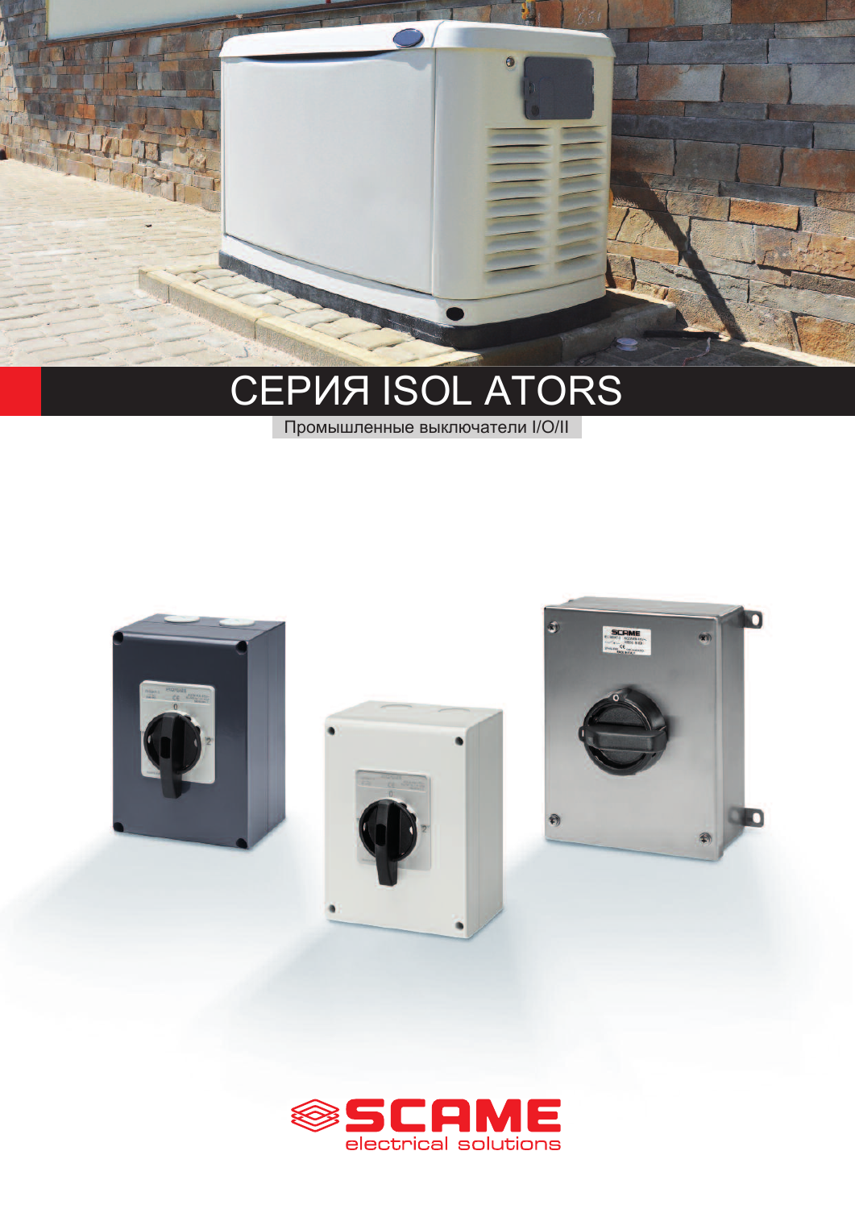# СЕРИЯ ISOL ATORS

Промышленные выключатели I/O/II

SCAME
electrical solutions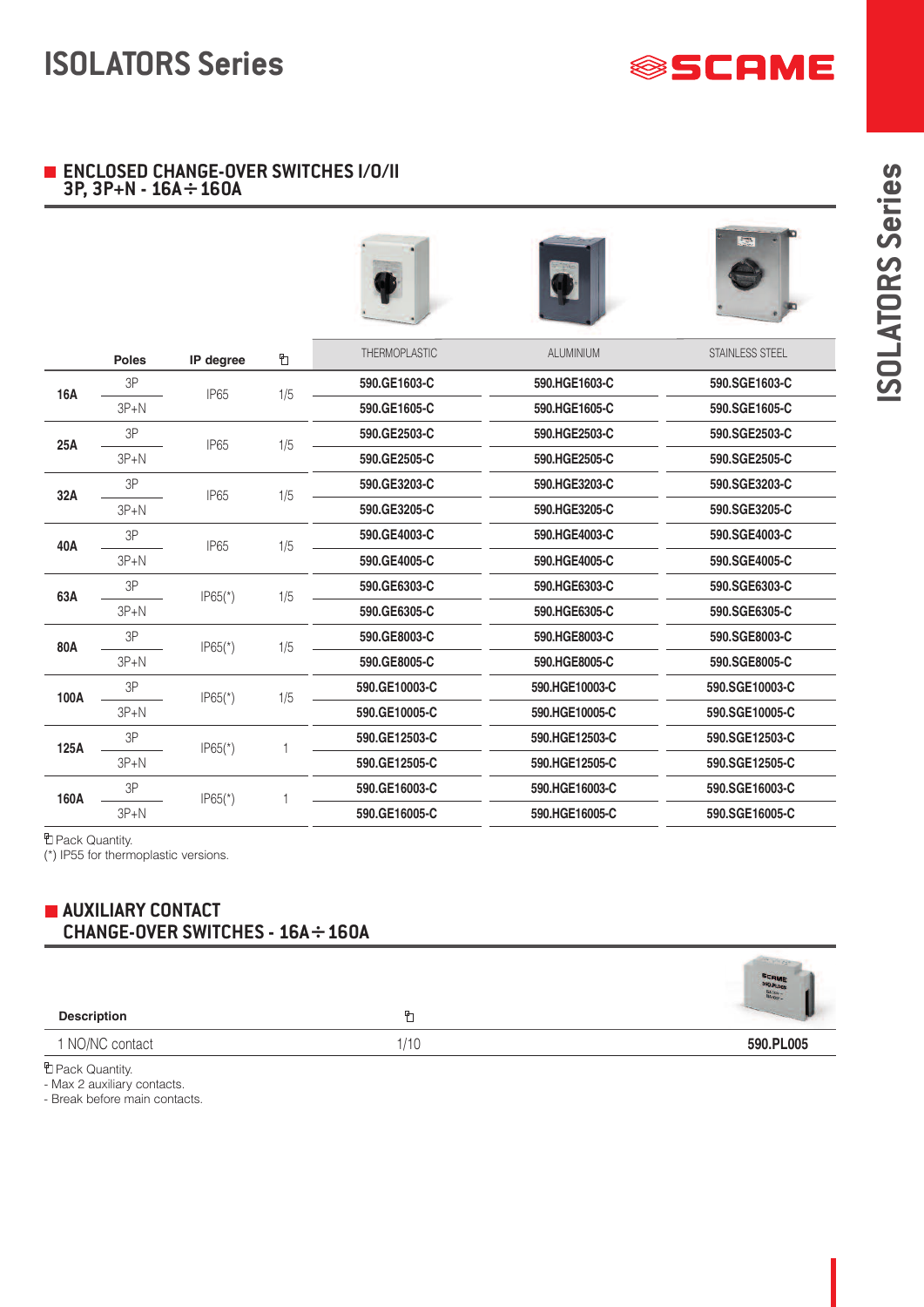# ISOLATORS Series

## ENCLOSED CHANGE-OVER SWITCHES I/0/II
## 3P, 3P+N - 16A÷160A

| | Poles | IP degree | ⎘ | THERMOPLASTIC | ALUMINIUM | STAINLESS STEEL |
|---|---|---|---|---|---|---|
| 16A | 3P | IP65 | 1/5 | 590.GE1603-C | 590.HGE1603-C | 590.SGE1603-C |
| | 3P+N | | | 590.GE1605-C | 590.HGE1605-C | 590.SGE1605-C |
| 25A | 3P | IP65 | 1/5 | 590.GE2503-C | 590.HGE2503-C | 590.SGE2503-C |
| | 3P+N | | | 590.GE2505-C | 590.HGE2505-C | 590.SGE2505-C |
| 32A | 3P | IP65 | 1/5 | 590.GE3203-C | 590.HGE3203-C | 590.SGE3203-C |
| | 3P+N | | | 590.GE3205-C | 590.HGE3205-C | 590.SGE3205-C |
| 40A | 3P | IP65 | 1/5 | 590.GE4003-C | 590.HGE4003-C | 590.SGE4003-C |
| | 3P+N | | | 590.GE4005-C | 590.HGE4005-C | 590.SGE4005-C |
| 63A | 3P | IP65(*) | 1/5 | 590.GE6303-C | 590.HGE6303-C | 590.SGE6303-C |
| | 3P+N | | | 590.GE6305-C | 590.HGE6305-C | 590.SGE6305-C |
| 80A | 3P | IP65(*) | 1/5 | 590.GE8003-C | 590.HGE8003-C | 590.SGE8003-C |
| | 3P+N | | | 590.GE8005-C | 590.HGE8005-C | 590.SGE8005-C |
| 100A | 3P | IP65(*) | 1/5 | 590.GE10003-C | 590.HGE10003-C | 590.SGE10003-C |
| | 3P+N | | | 590.GE10005-C | 590.HGE10005-C | 590.SGE10005-C |
| 125A | 3P | IP65(*) | 1 | 590.GE12503-C | 590.HGE12503-C | 590.SGE12503-C |
| | 3P+N | | | 590.GE12505-C | 590.HGE12505-C | 590.SGE12505-C |
| 160A | 3P | IP65(*) | 1 | 590.GE16003-C | 590.HGE16003-C | 590.SGE16003-C |
| | 3P+N | | | 590.GE16005-C | 590.HGE16005-C | 590.SGE16005-C |

⎘ Pack Quantity.
(*) IP55 for thermoplastic versions.

## AUXILIARY CONTACT
## CHANGE-OVER SWITCHES - 16A÷160A

| Description | ⎘ | |
|---|---|---|
| 1 NO/NC contact | 1/10 | 590.PL005 |

⎘ Pack Quantity.
- Max 2 auxiliary contacts.
- Break before main contacts.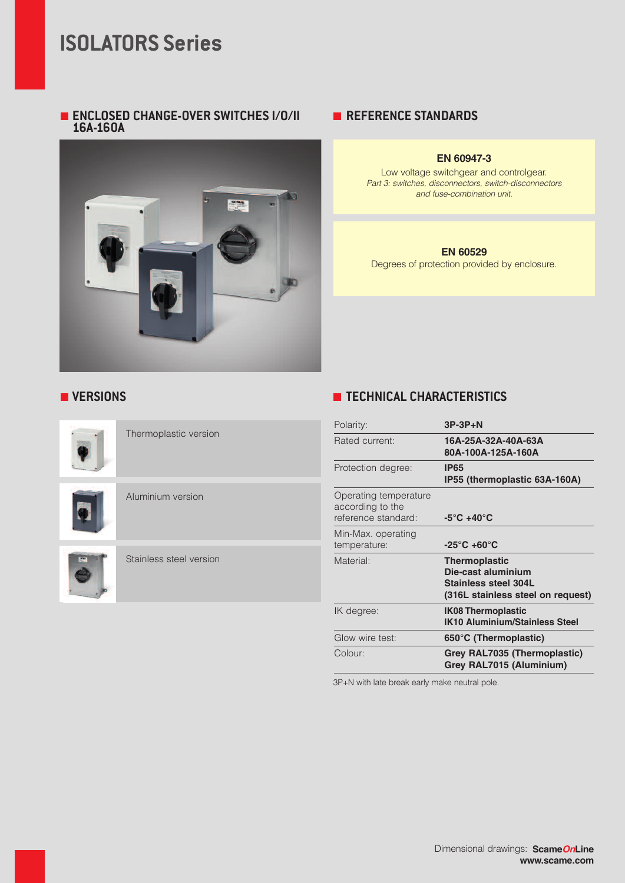# ISOLATORS Series

## ENCLOSED CHANGE-OVER SWITCHES I/O/II 16A-160A

## REFERENCE STANDARDS

**EN 60947-3**
Low voltage switchgear and controlgear.
*Part 3: switches, disconnectors, switch-disconnectors and fuse-combination unit.*

**EN 60529**
Degrees of protection provided by enclosure.

## VERSIONS

- Thermoplastic version
- Aluminium version
- Stainless steel version

## TECHNICAL CHARACTERISTICS

| | |
|---|---|
| Polarity: | **3P-3P+N** |
| Rated current: | **16A-25A-32A-40A-63A 80A-100A-125A-160A** |
| Protection degree: | **IP65 IP55 (thermoplastic 63A-160A)** |
| Operating temperature according to the reference standard: | **-5°C +40°C** |
| Min-Max. operating temperature: | **-25°C +60°C** |
| Material: | **Thermoplastic Die-cast aluminium Stainless steel 304L (316L stainless steel on request)** |
| IK degree: | **IK08 Thermoplastic IK10 Aluminium/Stainless Steel** |
| Glow wire test: | **650°C (Thermoplastic)** |
| Colour: | **Grey RAL7035 (Thermoplastic) Grey RAL7015 (Aluminium)** |

3P+N with late break early make neutral pole.

Dimensional drawings: **ScameOnLine**
**www.scame.com**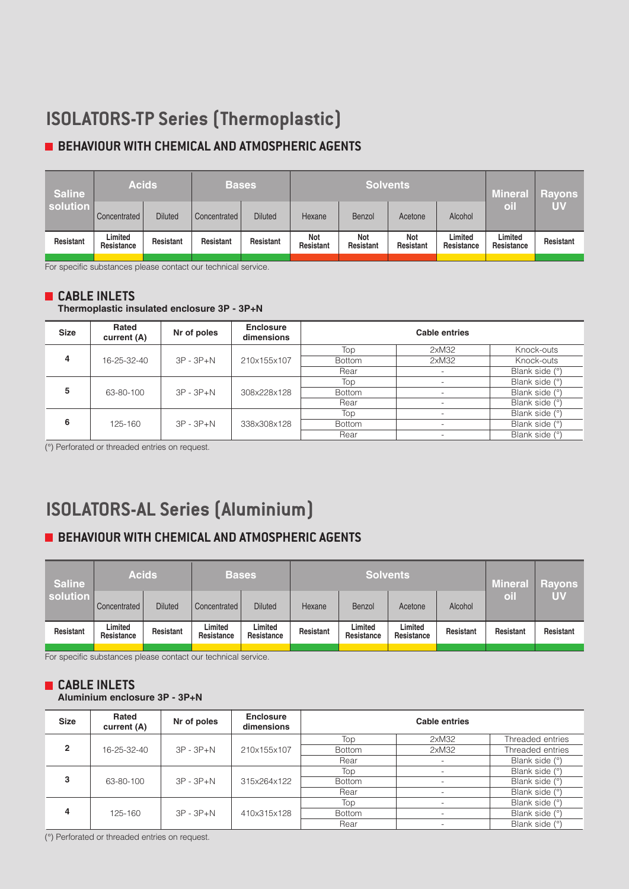# ISOLATORS-TP Series (Thermoplastic)

## BEHAVIOUR WITH CHEMICAL AND ATMOSPHERIC AGENTS

| Saline solution | Acids | | Bases | | Solvents | | | | Mineral oil | Rayons UV |
|---|---|---|---|---|---|---|---|---|---|---|
| | Concentrated | Diluted | Concentrated | Diluted | Hexane | Benzol | Acetone | Alcohol | | |
| Resistant | Limited Resistance | Resistant | Resistant | Resistant | Not Resistant | Not Resistant | Not Resistant | Limited Resistance | Limited Resistance | Resistant |

For specific substances please contact our technical service.

## CABLE INLETS

**Thermoplastic insulated enclosure 3P - 3P+N**

| Size | Rated current (A) | Nr of poles | Enclosure dimensions | Cable entries | | |
|---|---|---|---|---|---|---|
| 4 | 16-25-32-40 | 3P - 3P+N | 210x155x107 | Top | 2xM32 | Knock-outs |
| | | | | Bottom | 2xM32 | Knock-outs |
| | | | | Rear | - | Blank side (°) |
| 5 | 63-80-100 | 3P - 3P+N | 308x228x128 | Top | - | Blank side (°) |
| | | | | Bottom | - | Blank side (°) |
| | | | | Rear | - | Blank side (°) |
| 6 | 125-160 | 3P - 3P+N | 338x308x128 | Top | - | Blank side (°) |
| | | | | Bottom | - | Blank side (°) |
| | | | | Rear | - | Blank side (°) |

(°) Perforated or threaded entries on request.

# ISOLATORS-AL Series (Aluminium)

## BEHAVIOUR WITH CHEMICAL AND ATMOSPHERIC AGENTS

| Saline solution | Acids | | Bases | | Solvents | | | | Mineral oil | Rayons UV |
|---|---|---|---|---|---|---|---|---|---|---|
| | Concentrated | Diluted | Concentrated | Diluted | Hexane | Benzol | Acetone | Alcohol | | |
| Resistant | Limited Resistance | Resistant | Limited Resistance | Limited Resistance | Resistant | Limited Resistance | Limited Resistance | Resistant | Resistant | Resistant |

For specific substances please contact our technical service.

## CABLE INLETS

**Aluminium enclosure 3P - 3P+N**

| Size | Rated current (A) | Nr of poles | Enclosure dimensions | Cable entries | | |
|---|---|---|---|---|---|---|
| 2 | 16-25-32-40 | 3P - 3P+N | 210x155x107 | Top | 2xM32 | Threaded entries |
| | | | | Bottom | 2xM32 | Threaded entries |
| | | | | Rear | - | Blank side (°) |
| 3 | 63-80-100 | 3P - 3P+N | 315x264x122 | Top | - | Blank side (°) |
| | | | | Bottom | - | Blank side (°) |
| | | | | Rear | - | Blank side (°) |
| 4 | 125-160 | 3P - 3P+N | 410x315x128 | Top | - | Blank side (°) |
| | | | | Bottom | - | Blank side (°) |
| | | | | Rear | - | Blank side (°) |

(°) Perforated or threaded entries on request.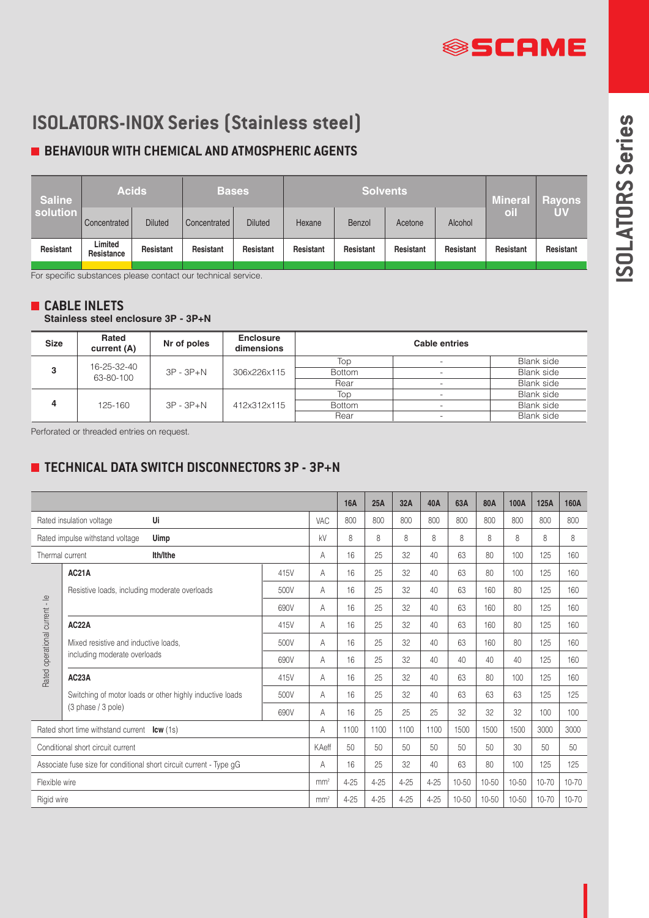# ISOLATORS-INOX Series (Stainless steel)

## BEHAVIOUR WITH CHEMICAL AND ATMOSPHERIC AGENTS

| Saline solution | Acids | | Bases | | Solvents | | | | Mineral oil | Rayons UV |
|---|---|---|---|---|---|---|---|---|---|---|
| | Concentrated | Diluted | Concentrated | Diluted | Hexane | Benzol | Acetone | Alcohol | | |
| Resistant | Limited Resistance | Resistant | Resistant | Resistant | Resistant | Resistant | Resistant | Resistant | Resistant | Resistant |

For specific substances please contact our technical service.

## CABLE INLETS

**Stainless steel enclosure 3P - 3P+N**

| Size | Rated current (A) | Nr of poles | Enclosure dimensions | Cable entries | | |
|---|---|---|---|---|---|---|
| 3 | 16-25-32-40 63-80-100 | 3P - 3P+N | 306x226x115 | Top | - | Blank side |
| | | | | Bottom | - | Blank side |
| | | | | Rear | - | Blank side |
| 4 | 125-160 | 3P - 3P+N | 412x312x115 | Top | - | Blank side |
| | | | | Bottom | - | Blank side |
| | | | | Rear | - | Blank side |

Perforated or threaded entries on request.

## TECHNICAL DATA SWITCH DISCONNECTORS 3P - 3P+N

| | | | | 16A | 25A | 32A | 40A | 63A | 80A | 100A | 125A | 160A |
|---|---|---|---|---|---|---|---|---|---|---|---|---|
| Rated insulation voltage **Ui** | | | VAC | 800 | 800 | 800 | 800 | 800 | 800 | 800 | 800 | 800 |
| Rated impulse withstand voltage **Uimp** | | | kV | 8 | 8 | 8 | 8 | 8 | 8 | 8 | 8 | 8 |
| Thermal current **Ith/Ithe** | | | A | 16 | 25 | 32 | 40 | 63 | 80 | 100 | 125 | 160 |
| Rated operational current - Ie | **AC21A** Resistive loads, including moderate overloads | 415V | A | 16 | 25 | 32 | 40 | 63 | 80 | 100 | 125 | 160 |
| | | 500V | A | 16 | 25 | 32 | 40 | 63 | 160 | 80 | 125 | 160 |
| | | 690V | A | 16 | 25 | 32 | 40 | 63 | 160 | 80 | 125 | 160 |
| | **AC22A** Mixed resistive and inductive loads, including moderate overloads | 415V | A | 16 | 25 | 32 | 40 | 63 | 160 | 80 | 125 | 160 |
| | | 500V | A | 16 | 25 | 32 | 40 | 63 | 160 | 80 | 125 | 160 |
| | | 690V | A | 16 | 25 | 32 | 40 | 40 | 40 | 40 | 125 | 160 |
| | **AC23A** Switching of motor loads or other highly inductive loads (3 phase / 3 pole) | 415V | A | 16 | 25 | 32 | 40 | 63 | 80 | 100 | 125 | 160 |
| | | 500V | A | 16 | 25 | 32 | 40 | 63 | 63 | 63 | 125 | 125 |
| | | 690V | A | 16 | 25 | 25 | 25 | 32 | 32 | 32 | 100 | 100 |
| Rated short time withstand current **Icw** (1s) | | | A | 1100 | 1100 | 1100 | 1100 | 1500 | 1500 | 1500 | 3000 | 3000 |
| Conditional short circuit current | | | KAeff | 50 | 50 | 50 | 50 | 50 | 50 | 30 | 50 | 50 |
| Associate fuse size for conditional short circuit current - Type gG | | | A | 16 | 25 | 32 | 40 | 63 | 80 | 100 | 125 | 125 |
| Flexible wire | | | $mm^2$ | 4-25 | 4-25 | 4-25 | 4-25 | 10-50 | 10-50 | 10-50 | 10-70 | 10-70 |
| Rigid wire | | | $mm^2$ | 4-25 | 4-25 | 4-25 | 4-25 | 10-50 | 10-50 | 10-50 | 10-70 | 10-70 |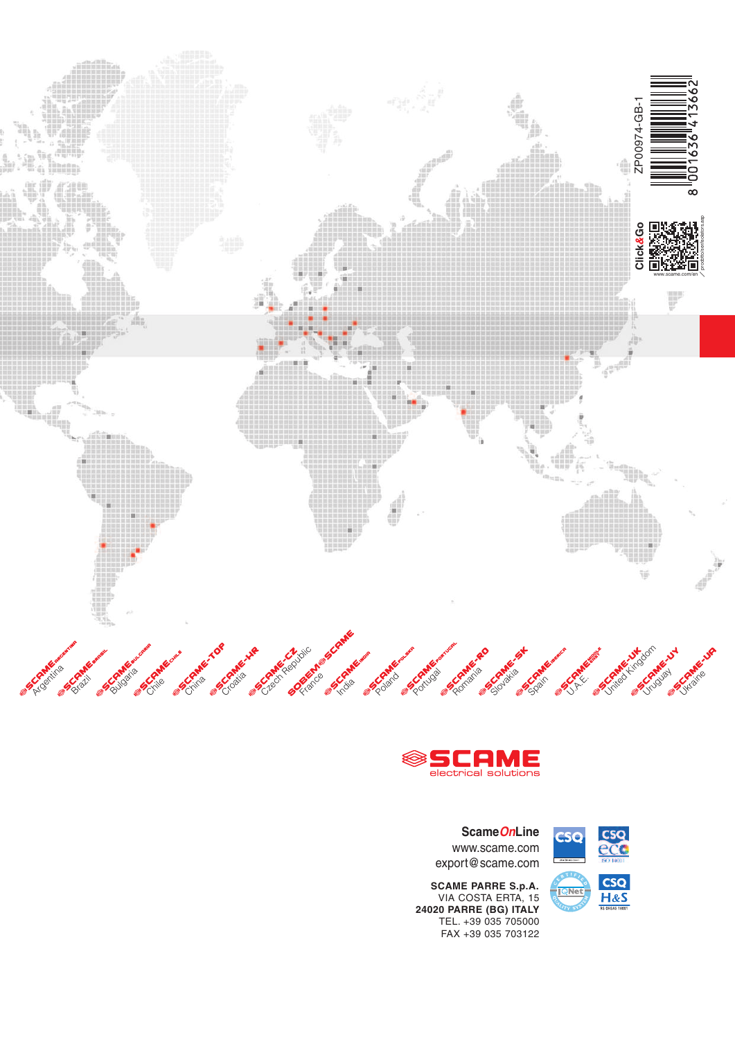ZP00974-GB-1

8 001636 413662

Click&Go

www.scame.com/en / prodotto/serfsolutions.asp

SCAME ARGENTINA Argentina

SCAME BRASIL Brazil

SCAME BULGARIA Bulgaria

SCAME CHILE Chile

SCAME-TOP China

SCAME-HR Croatia

SCAME-CZ Czech Republic

SOBEM SCAME France

SCAME INDIA India

SCAME POLSKA Poland

SCAME PORTUGAL Portugal

SCAME-RO Romania

SCAME-SK Slovakia

SCAME IBERICA Spain

SCAME MIDDLE EAST U.A.E.

SCAME-UK United Kingdom

SCAME-UY Uruguay

SCAME-UA Ukraine

SCAME electrical solutions

**Scame*On*Line**
www.scame.com
export@scame.com

**SCAME PARRE S.p.A.**
VIA COSTA ERTA, 15
**24020 PARRE (BG) ITALY**
TEL. +39 035 705000
FAX +39 035 703122

CSQ

CSQ eco ISO 14001

IQNet

CSQ H&S BS OHSAS 18001